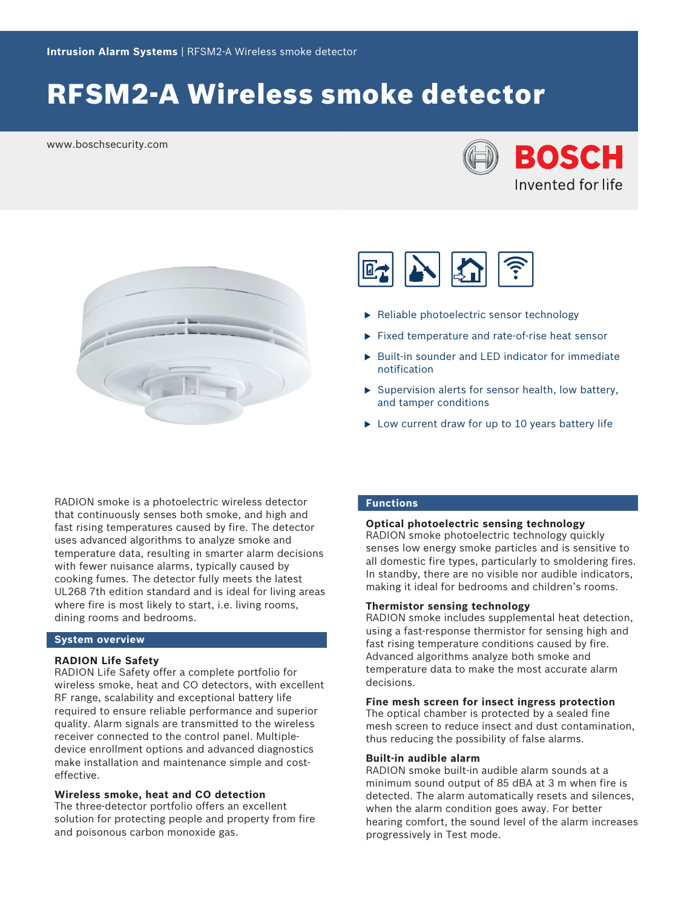Intrusion Alarm Systems | RFSM2-A Wireless smoke detector

# RFSM2-A Wireless smoke detector

www.boschsecurity.com

BOSCH
Invented for life

- Reliable photoelectric sensor technology
- Fixed temperature and rate-of-rise heat sensor
- Built-in sounder and LED indicator for immediate notification
- Supervision alerts for sensor health, low battery, and tamper conditions
- Low current draw for up to 10 years battery life

RADION smoke is a photoelectric wireless detector that continuously senses both smoke, and high and fast rising temperatures caused by fire. The detector uses advanced algorithms to analyze smoke and temperature data, resulting in smarter alarm decisions with fewer nuisance alarms, typically caused by cooking fumes. The detector fully meets the latest UL268 7th edition standard and is ideal for living areas where fire is most likely to start, i.e. living rooms, dining rooms and bedrooms.

## System overview

### RADION Life Safety

RADION Life Safety offer a complete portfolio for wireless smoke, heat and CO detectors, with excellent RF range, scalability and exceptional battery life required to ensure reliable performance and superior quality. Alarm signals are transmitted to the wireless receiver connected to the control panel. Multiple-device enrollment options and advanced diagnostics make installation and maintenance simple and cost-effective.

### Wireless smoke, heat and CO detection

The three-detector portfolio offers an excellent solution for protecting people and property from fire and poisonous carbon monoxide gas.

## Functions

### Optical photoelectric sensing technology

RADION smoke photoelectric technology quickly senses low energy smoke particles and is sensitive to all domestic fire types, particularly to smoldering fires. In standby, there are no visible nor audible indicators, making it ideal for bedrooms and children's rooms.

### Thermistor sensing technology

RADION smoke includes supplemental heat detection, using a fast-response thermistor for sensing high and fast rising temperature conditions caused by fire. Advanced algorithms analyze both smoke and temperature data to make the most accurate alarm decisions.

### Fine mesh screen for insect ingress protection

The optical chamber is protected by a sealed fine mesh screen to reduce insect and dust contamination, thus reducing the possibility of false alarms.

### Built-in audible alarm

RADION smoke built-in audible alarm sounds at a minimum sound output of 85 dBA at 3 m when fire is detected. The alarm automatically resets and silences, when the alarm condition goes away. For better hearing comfort, the sound level of the alarm increases progressively in Test mode.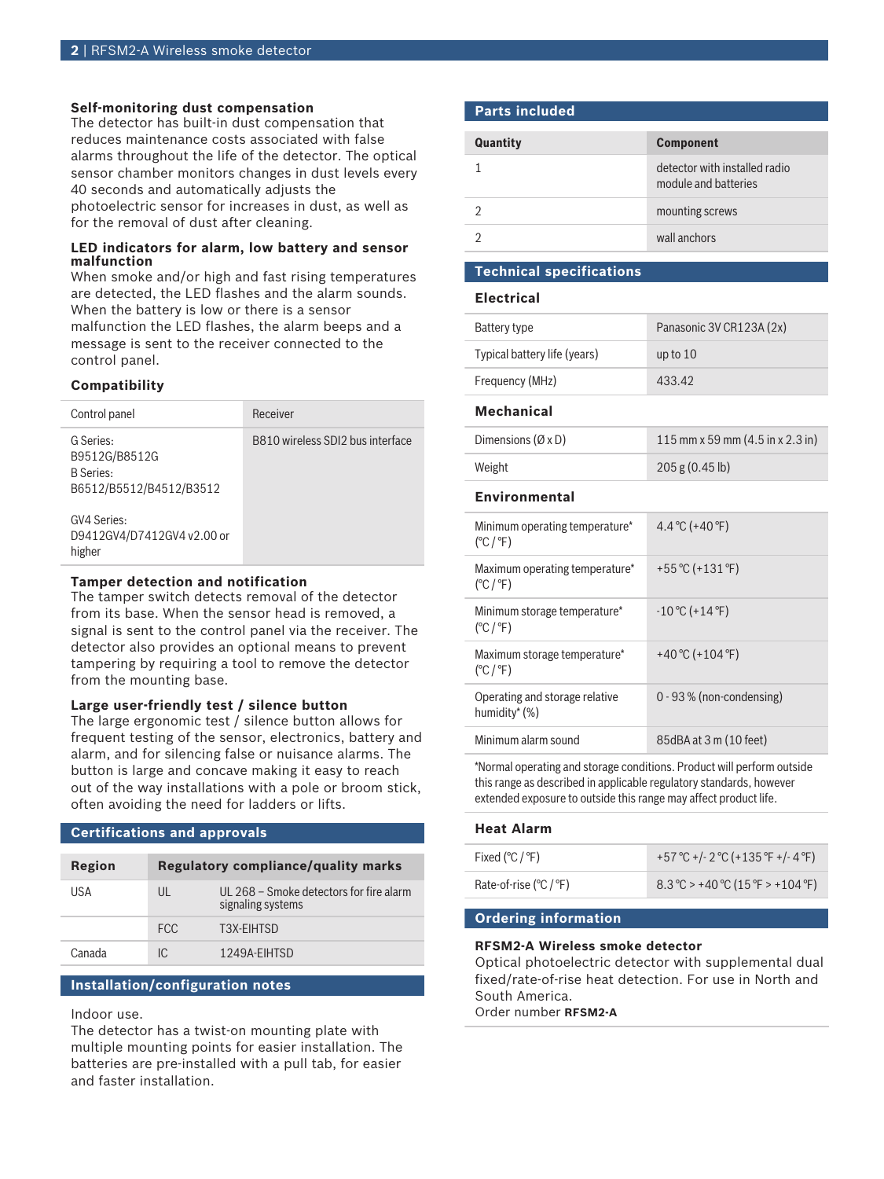### Self-monitoring dust compensation

The detector has built-in dust compensation that reduces maintenance costs associated with false alarms throughout the life of the detector. The optical sensor chamber monitors changes in dust levels every 40 seconds and automatically adjusts the photoelectric sensor for increases in dust, as well as for the removal of dust after cleaning.

### LED indicators for alarm, low battery and sensor malfunction

When smoke and/or high and fast rising temperatures are detected, the LED flashes and the alarm sounds. When the battery is low or there is a sensor malfunction the LED flashes, the alarm beeps and a message is sent to the receiver connected to the control panel.

### Compatibility

| Control panel | Receiver |
|---|---|
| G Series:<br>B9512G/B8512G<br>B Series:<br>B6512/B5512/B4512/B3512<br><br>GV4 Series:<br>D9412GV4/D7412GV4 v2.00 or higher | B810 wireless SDI2 bus interface |

### Tamper detection and notification

The tamper switch detects removal of the detector from its base. When the sensor head is removed, a signal is sent to the control panel via the receiver. The detector also provides an optional means to prevent tampering by requiring a tool to remove the detector from the mounting base.

### Large user-friendly test / silence button

The large ergonomic test / silence button allows for frequent testing of the sensor, electronics, battery and alarm, and for silencing false or nuisance alarms. The button is large and concave making it easy to reach out of the way installations with a pole or broom stick, often avoiding the need for ladders or lifts.

## Certifications and approvals

| Region | Regulatory compliance/quality marks | |
|---|---|---|
| USA | UL | UL 268 – Smoke detectors for fire alarm signaling systems |
| | FCC | T3X-EIHTSD |
| Canada | IC | 1249A-EIHTSD |

## Installation/configuration notes

Indoor use.

The detector has a twist-on mounting plate with multiple mounting points for easier installation. The batteries are pre-installed with a pull tab, for easier and faster installation.

## Parts included

| Quantity | Component |
|---|---|
| 1 | detector with installed radio module and batteries |
| 2 | mounting screws |
| 2 | wall anchors |

## Technical specifications

### Electrical

| | |
|---|---|
| Battery type | Panasonic 3V CR123A (2x) |
| Typical battery life (years) | up to 10 |
| Frequency (MHz) | 433.42 |

### Mechanical

| | |
|---|---|
| Dimensions (Ø x D) | 115 mm x 59 mm (4.5 in x 2.3 in) |
| Weight | 205 g (0.45 lb) |

### Environmental

| | |
|---|---|
| Minimum operating temperature* (°C / °F) | 4.4 °C (+40 °F) |
| Maximum operating temperature* (°C / °F) | +55 °C (+131 °F) |
| Minimum storage temperature* (°C / °F) | -10 °C (+14 °F) |
| Maximum storage temperature* (°C / °F) | +40 °C (+104 °F) |
| Operating and storage relative humidity* (%) | 0 - 93 % (non-condensing) |
| Minimum alarm sound | 85dBA at 3 m (10 feet) |

*Normal operating and storage conditions. Product will perform outside this range as described in applicable regulatory standards, however extended exposure to outside this range may affect product life.

### Heat Alarm

| | |
|---|---|
| Fixed (°C / °F) | +57 °C +/- 2 °C (+135 °F +/- 4 °F) |
| Rate-of-rise (°C / °F) | 8.3 °C > +40 °C (15 °F > +104 °F) |

## Ordering information

**RFSM2-A Wireless smoke detector**

Optical photoelectric detector with supplemental dual fixed/rate-of-rise heat detection. For use in North and South America.

Order number **RFSM2-A**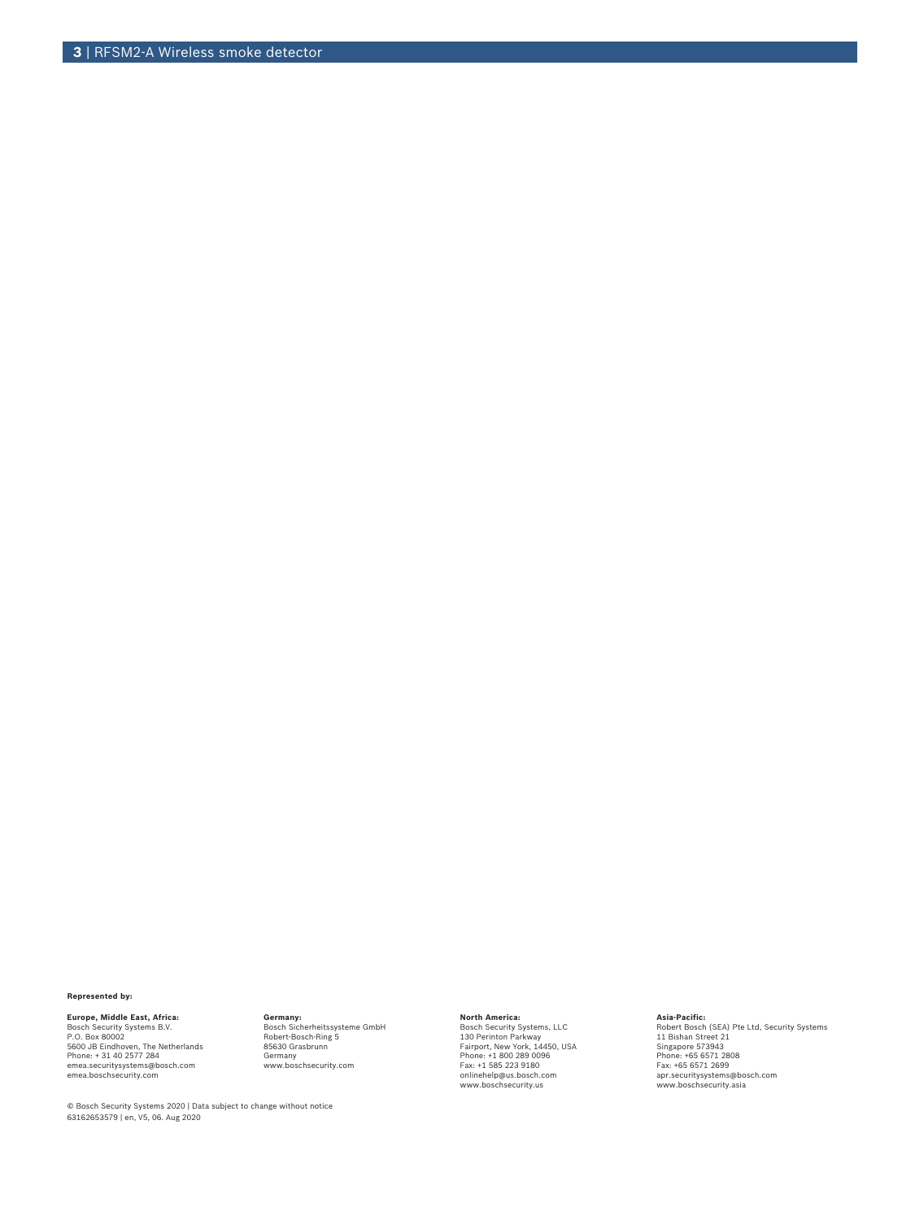**Represented by:**

**Europe, Middle East, Africa:**
Bosch Security Systems B.V.
P.O. Box 80002
5600 JB Eindhoven, The Netherlands
Phone: + 31 40 2577 284
emea.securitysystems@bosch.com
emea.boschsecurity.com

**Germany:**
Bosch Sicherheitssysteme GmbH
Robert-Bosch-Ring 5
85630 Grasbrunn
Germany
www.boschsecurity.com

**North America:**
Bosch Security Systems, LLC
130 Perinton Parkway
Fairport, New York, 14450, USA
Phone: +1 800 289 0096
Fax: +1 585 223 9180
onlinehelp@us.bosch.com
www.boschsecurity.us

**Asia-Pacific:**
Robert Bosch (SEA) Pte Ltd, Security Systems
11 Bishan Street 21
Singapore 573943
Phone: +65 6571 2808
Fax: +65 6571 2699
apr.securitysystems@bosch.com
www.boschsecurity.asia

© Bosch Security Systems 2020 | Data subject to change without notice
63162653579 | en, V5, 06. Aug 2020